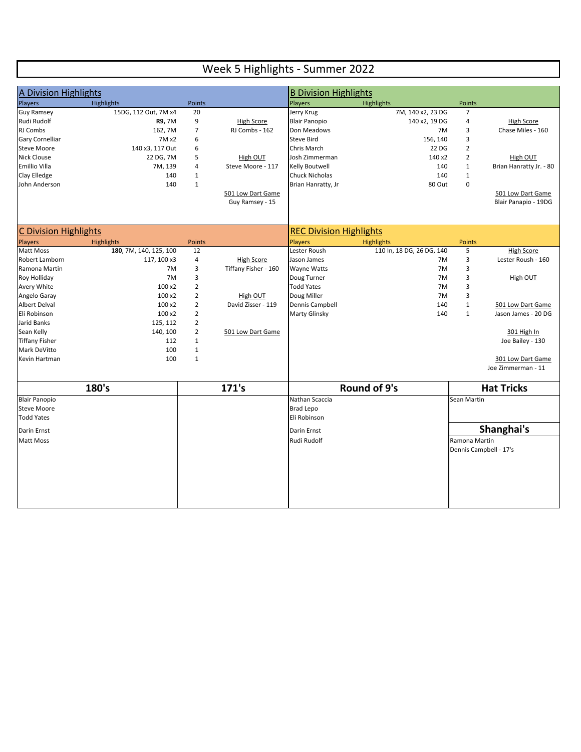# Week 5 Highlights - Summer 2022

## A Division Highlights

| Players | Highlights | Points | |
|---|---|---|---|
| Guy Ramsey | 15DG, 112 Out, 7M x4 | 20 | |
| Rudi Rudolf | **R9**, 7M | 9 | High Score |
| RJ Combs | 162, 7M | 7 | RJ Combs - 162 |
| Gary Cornelliar | 7M x2 | 6 | |
| Steve Moore | 140 x3, 117 Out | 6 | |
| Nick Clouse | 22 DG, 7M | 5 | High OUT |
| Emillio Villa | 7M, 139 | 4 | Steve Moore - 117 |
| Clay Elledge | 140 | 1 | |
| John Anderson | 140 | 1 | |
| | | | 501 Low Dart Game |
| | | | Guy Ramsey - 15 |

## B Division Highlights

| Players | Highlights | Points | |
|---|---|---|---|
| Jerry Krug | 7M, 140 x2, 23 DG | 7 | |
| Blair Panopio | 140 x2, 19 DG | 4 | High Score |
| Don Meadows | 7M | 3 | Chase Miles - 160 |
| Steve Bird | 156, 140 | 3 | |
| Chris March | 22 DG | 2 | |
| Josh Zimmerman | 140 x2 | 2 | High OUT |
| Kelly Boutwell | 140 | 1 | Brian Hanratty Jr. - 80 |
| Chuck Nicholas | 140 | 1 | |
| Brian Hanratty, Jr | 80 Out | 0 | |
| | | | 501 Low Dart Game |
| | | | Blair Panapio - 19DG |

## C Division Highlights

| Players | Highlights | Points | |
|---|---|---|---|
| Matt Moss | **180**, 7M, 140, 125, 100 | 12 | |
| Robert Lamborn | 117, 100 x3 | 4 | High Score |
| Ramona Martin | 7M | 3 | Tiffany Fisher - 160 |
| Roy Holliday | 7M | 3 | |
| Avery White | 100 x2 | 2 | |
| Angelo Garay | 100 x2 | 2 | High OUT |
| Albert Delval | 100 x2 | 2 | David Zisser - 119 |
| Eli Robinson | 100 x2 | 2 | |
| Jarid Banks | 125, 112 | 2 | |
| Sean Kelly | 140, 100 | 2 | 501 Low Dart Game |
| Tiffany Fisher | 112 | 1 | |
| Mark DeVitto | 100 | 1 | |
| Kevin Hartman | 100 | 1 | |

## REC Division Highlights

| Players | Highlights | Points | |
|---|---|---|---|
| Lester Roush | 110 In, 18 DG, 26 DG, 140 | 5 | High Score |
| Jason James | 7M | 3 | Lester Roush - 160 |
| Wayne Watts | 7M | 3 | |
| Doug Turner | 7M | 3 | High OUT |
| Todd Yates | 7M | 3 | |
| Doug Miller | 7M | 3 | |
| Dennis Campbell | 140 | 1 | 501 Low Dart Game |
| Marty Glinsky | 140 | 1 | Jason James - 20 DG |
| | | | |
| | | | 301 High In |
| | | | Joe Bailey - 130 |
| | | | |
| | | | 301 Low Dart Game |
| | | | Joe Zimmerman - 11 |

| 180's | 171's | Round of 9's | Hat Tricks |
|---|---|---|---|
| Blair Panopio | | Nathan Scaccia | Sean Martin |
| Steve Moore | | Brad Lepo | |
| Todd Yates | | Eli Robinson | |
| Darin Ernst | | Darin Ernst | **Shanghai's** |
| Matt Moss | | Rudi Rudolf | Ramona Martin |
| | | | Dennis Campbell - 17's |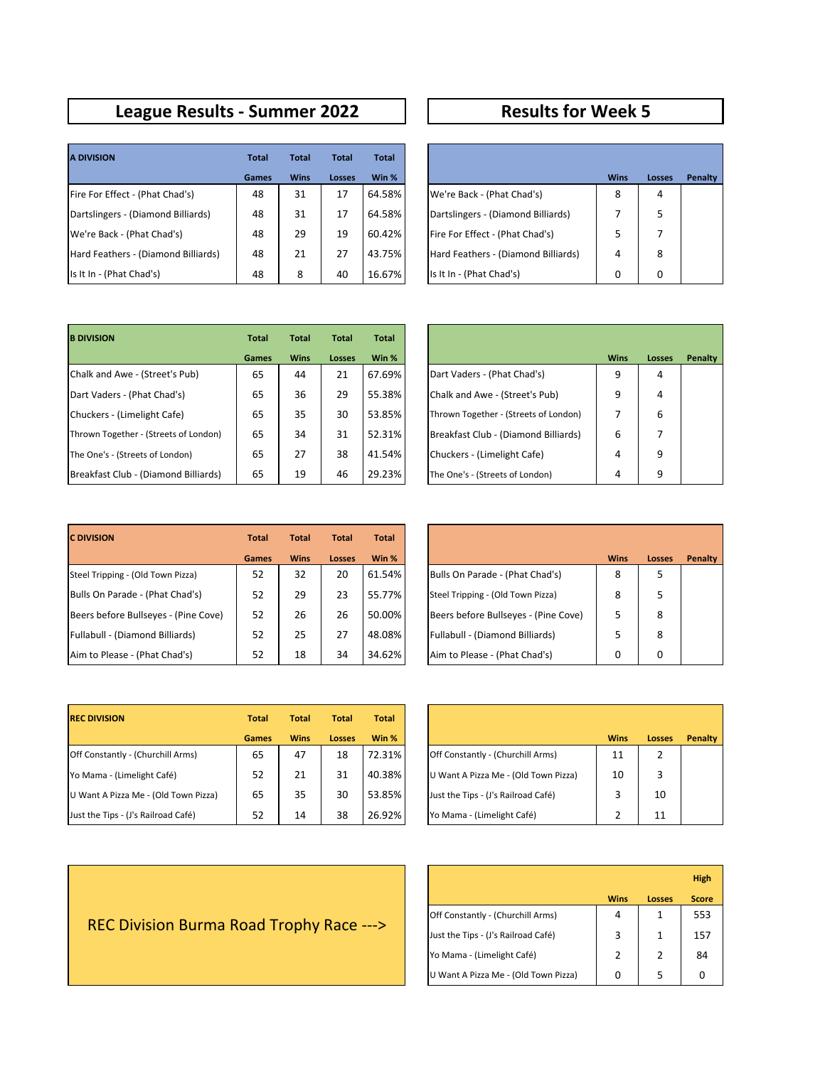## League Results - Summer 2022

| A DIVISION | Total Games | Total Wins | Total Losses | Total Win % |
|---|---|---|---|---|
| Fire For Effect - (Phat Chad's) | 48 | 31 | 17 | 64.58% |
| Dartslingers - (Diamond Billiards) | 48 | 31 | 17 | 64.58% |
| We're Back - (Phat Chad's) | 48 | 29 | 19 | 60.42% |
| Hard Feathers - (Diamond Billiards) | 48 | 21 | 27 | 43.75% |
| Is It In - (Phat Chad's) | 48 | 8 | 40 | 16.67% |

| B DIVISION | Total Games | Total Wins | Total Losses | Total Win % |
|---|---|---|---|---|
| Chalk and Awe - (Street's Pub) | 65 | 44 | 21 | 67.69% |
| Dart Vaders - (Phat Chad's) | 65 | 36 | 29 | 55.38% |
| Chuckers - (Limelight Cafe) | 65 | 35 | 30 | 53.85% |
| Thrown Together - (Streets of London) | 65 | 34 | 31 | 52.31% |
| The One's - (Streets of London) | 65 | 27 | 38 | 41.54% |
| Breakfast Club - (Diamond Billiards) | 65 | 19 | 46 | 29.23% |

| C DIVISION | Total Games | Total Wins | Total Losses | Total Win % |
|---|---|---|---|---|
| Steel Tripping - (Old Town Pizza) | 52 | 32 | 20 | 61.54% |
| Bulls On Parade - (Phat Chad's) | 52 | 29 | 23 | 55.77% |
| Beers before Bullseyes - (Pine Cove) | 52 | 26 | 26 | 50.00% |
| Fullabull - (Diamond Billiards) | 52 | 25 | 27 | 48.08% |
| Aim to Please - (Phat Chad's) | 52 | 18 | 34 | 34.62% |

| REC DIVISION | Total Games | Total Wins | Total Losses | Total Win % |
|---|---|---|---|---|
| Off Constantly - (Churchill Arms) | 65 | 47 | 18 | 72.31% |
| Yo Mama - (Limelight Café) | 52 | 21 | 31 | 40.38% |
| U Want A Pizza Me - (Old Town Pizza) | 65 | 35 | 30 | 53.85% |
| Just the Tips - (J's Railroad Café) | 52 | 14 | 38 | 26.92% |

REC Division Burma Road Trophy Race --->

## Results for Week 5

| | Wins | Losses | Penalty |
|---|---|---|---|
| We're Back - (Phat Chad's) | 8 | 4 | |
| Dartslingers - (Diamond Billiards) | 7 | 5 | |
| Fire For Effect - (Phat Chad's) | 5 | 7 | |
| Hard Feathers - (Diamond Billiards) | 4 | 8 | |
| Is It In - (Phat Chad's) | 0 | 0 | |

| | Wins | Losses | Penalty |
|---|---|---|---|
| Dart Vaders - (Phat Chad's) | 9 | 4 | |
| Chalk and Awe - (Street's Pub) | 9 | 4 | |
| Thrown Together - (Streets of London) | 7 | 6 | |
| Breakfast Club - (Diamond Billiards) | 6 | 7 | |
| Chuckers - (Limelight Cafe) | 4 | 9 | |
| The One's - (Streets of London) | 4 | 9 | |

| | Wins | Losses | Penalty |
|---|---|---|---|
| Bulls On Parade - (Phat Chad's) | 8 | 5 | |
| Steel Tripping - (Old Town Pizza) | 8 | 5 | |
| Beers before Bullseyes - (Pine Cove) | 5 | 8 | |
| Fullabull - (Diamond Billiards) | 5 | 8 | |
| Aim to Please - (Phat Chad's) | 0 | 0 | |

| | Wins | Losses | Penalty |
|---|---|---|---|
| Off Constantly - (Churchill Arms) | 11 | 2 | |
| U Want A Pizza Me - (Old Town Pizza) | 10 | 3 | |
| Just the Tips - (J's Railroad Café) | 3 | 10 | |
| Yo Mama - (Limelight Café) | 2 | 11 | |

| | Wins | Losses | High Score |
|---|---|---|---|
| Off Constantly - (Churchill Arms) | 4 | 1 | 553 |
| Just the Tips - (J's Railroad Café) | 3 | 1 | 157 |
| Yo Mama - (Limelight Café) | 2 | 2 | 84 |
| U Want A Pizza Me - (Old Town Pizza) | 0 | 5 | 0 |